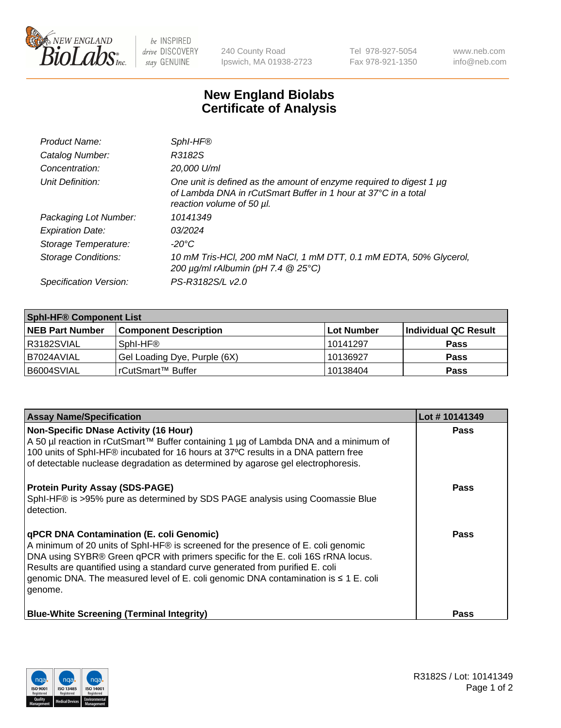240 County Road
Ipswich, MA 01938-2723

Tel 978-927-5054
Fax 978-921-1350

www.neb.com
info@neb.com

# New England Biolabs
# Certificate of Analysis

| | |
|---|---|
| *Product Name:* | *SphI-HF®* |
| *Catalog Number:* | *R3182S* |
| *Concentration:* | *20,000 U/ml* |
| *Unit Definition:* | *One unit is defined as the amount of enzyme required to digest 1 µg of Lambda DNA in rCutSmart Buffer in 1 hour at 37°C in a total reaction volume of 50 µl.* |
| *Packaging Lot Number:* | *10141349* |
| *Expiration Date:* | *03/2024* |
| *Storage Temperature:* | *-20°C* |
| *Storage Conditions:* | *10 mM Tris-HCl, 200 mM NaCl, 1 mM DTT, 0.1 mM EDTA, 50% Glycerol, 200 µg/ml rAlbumin (pH 7.4 @ 25°C)* |
| *Specification Version:* | *PS-R3182S/L v2.0* |

| **SphI-HF® Component List** | | | |
|---|---|---|---|
| **NEB Part Number** | **Component Description** | **Lot Number** | **Individual QC Result** |
| R3182SVIAL | SphI-HF® | 10141297 | **Pass** |
| B7024AVIAL | Gel Loading Dye, Purple (6X) | 10136927 | **Pass** |
| B6004SVIAL | rCutSmart™ Buffer | 10138404 | **Pass** |

| **Assay Name/Specification** | **Lot # 10141349** |
|---|---|
| **Non-Specific DNase Activity (16 Hour)**<br>A 50 µl reaction in rCutSmart™ Buffer containing 1 µg of Lambda DNA and a minimum of 100 units of SphI-HF® incubated for 16 hours at 37ºC results in a DNA pattern free of detectable nuclease degradation as determined by agarose gel electrophoresis. | **Pass** |
| **Protein Purity Assay (SDS-PAGE)**<br>SphI-HF® is >95% pure as determined by SDS PAGE analysis using Coomassie Blue detection. | **Pass** |
| **qPCR DNA Contamination (E. coli Genomic)**<br>A minimum of 20 units of SphI-HF® is screened for the presence of E. coli genomic DNA using SYBR® Green qPCR with primers specific for the E. coli 16S rRNA locus. Results are quantified using a standard curve generated from purified E. coli genomic DNA. The measured level of E. coli genomic DNA contamination is ≤ 1 E. coli genome. | **Pass** |
| **Blue-White Screening (Terminal Integrity)** | **Pass** |

R3182S / Lot: 10141349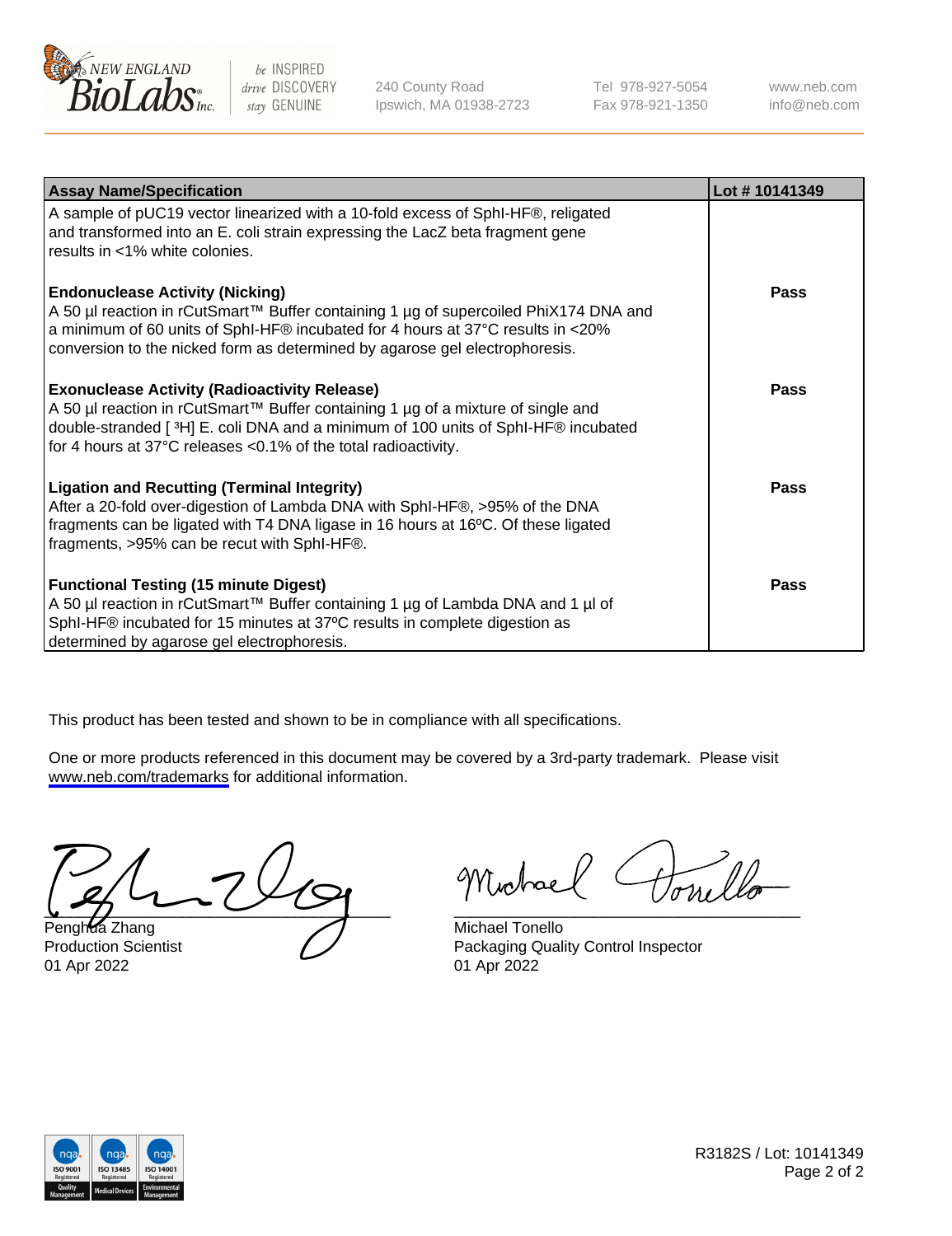| Assay Name/Specification | Lot # 10141349 |
|---|---|
| A sample of pUC19 vector linearized with a 10-fold excess of SphI-HF®, religated and transformed into an E. coli strain expressing the LacZ beta fragment gene results in <1% white colonies. | |
| **Endonuclease Activity (Nicking)** A 50 µl reaction in rCutSmart™ Buffer containing 1 µg of supercoiled PhiX174 DNA and a minimum of 60 units of SphI-HF® incubated for 4 hours at 37°C results in <20% conversion to the nicked form as determined by agarose gel electrophoresis. | **Pass** |
| **Exonuclease Activity (Radioactivity Release)** A 50 µl reaction in rCutSmart™ Buffer containing 1 µg of a mixture of single and double-stranded [ $^3$H] E. coli DNA and a minimum of 100 units of SphI-HF® incubated for 4 hours at 37°C releases <0.1% of the total radioactivity. | **Pass** |
| **Ligation and Recutting (Terminal Integrity)** After a 20-fold over-digestion of Lambda DNA with SphI-HF®, >95% of the DNA fragments can be ligated with T4 DNA ligase in 16 hours at 16ºC. Of these ligated fragments, >95% can be recut with SphI-HF®. | **Pass** |
| **Functional Testing (15 minute Digest)** A 50 µl reaction in rCutSmart™ Buffer containing 1 µg of Lambda DNA and 1 µl of SphI-HF® incubated for 15 minutes at 37ºC results in complete digestion as determined by agarose gel electrophoresis. | **Pass** |

This product has been tested and shown to be in compliance with all specifications.

One or more products referenced in this document may be covered by a 3rd-party trademark. Please visit www.neb.com/trademarks for additional information.

Penghua Zhang
Production Scientist
01 Apr 2022

Michael Tonello
Packaging Quality Control Inspector
01 Apr 2022

R3182S / Lot: 10141349